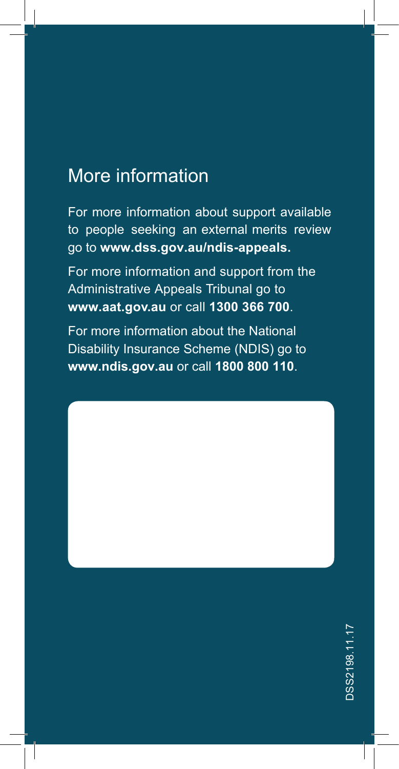## More information

For more information about support available to people seeking an external merits review go to **www.dss.gov.au/ndis-appeals.**

For more information and support from the Administrative Appeals Tribunal go to **www.aat.gov.au** or call **1300 366 700**.

For more information about the National Disability Insurance Scheme (NDIS) go to **www.ndis.gov.au** or call **1800 800 110**.

DSS2198.11.17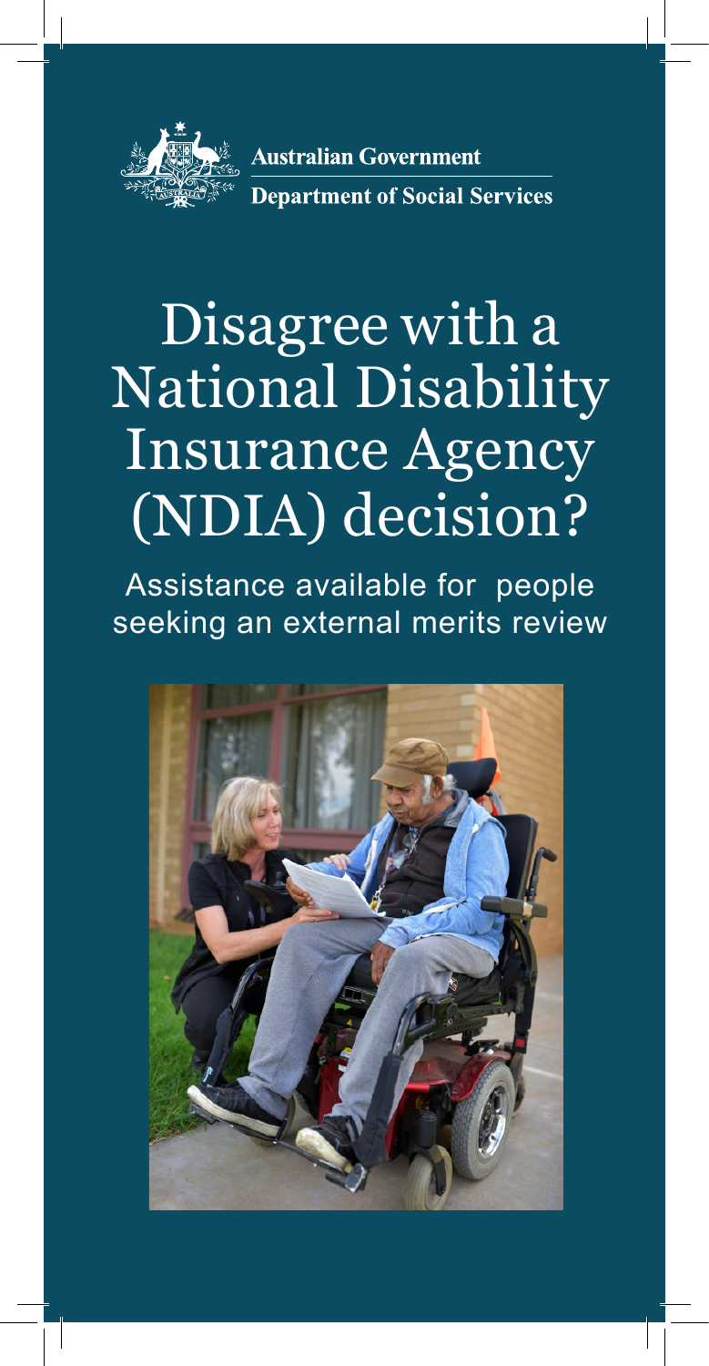Australian Government

Department of Social Services

# Disagree with a National Disability Insurance Agency (NDIA) decision?

Assistance available for people seeking an external merits review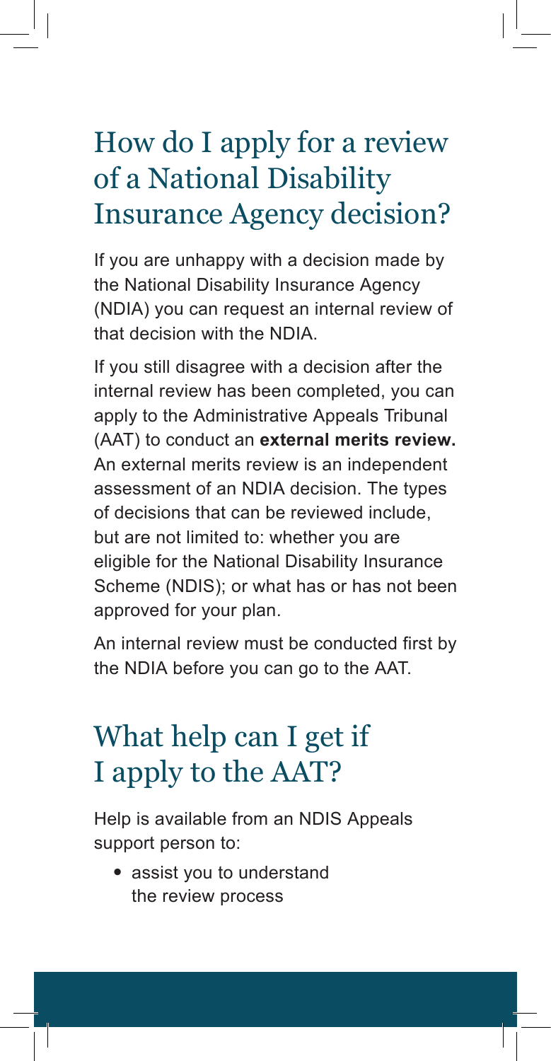## How do I apply for a review of a National Disability Insurance Agency decision?

If you are unhappy with a decision made by the National Disability Insurance Agency (NDIA) you can request an internal review of that decision with the NDIA.

If you still disagree with a decision after the internal review has been completed, you can apply to the Administrative Appeals Tribunal (AAT) to conduct an **external merits review.** An external merits review is an independent assessment of an NDIA decision. The types of decisions that can be reviewed include, but are not limited to: whether you are eligible for the National Disability Insurance Scheme (NDIS); or what has or has not been approved for your plan.

An internal review must be conducted first by the NDIA before you can go to the AAT.

## What help can I get if I apply to the AAT?

Help is available from an NDIS Appeals support person to:

- assist you to understand the review process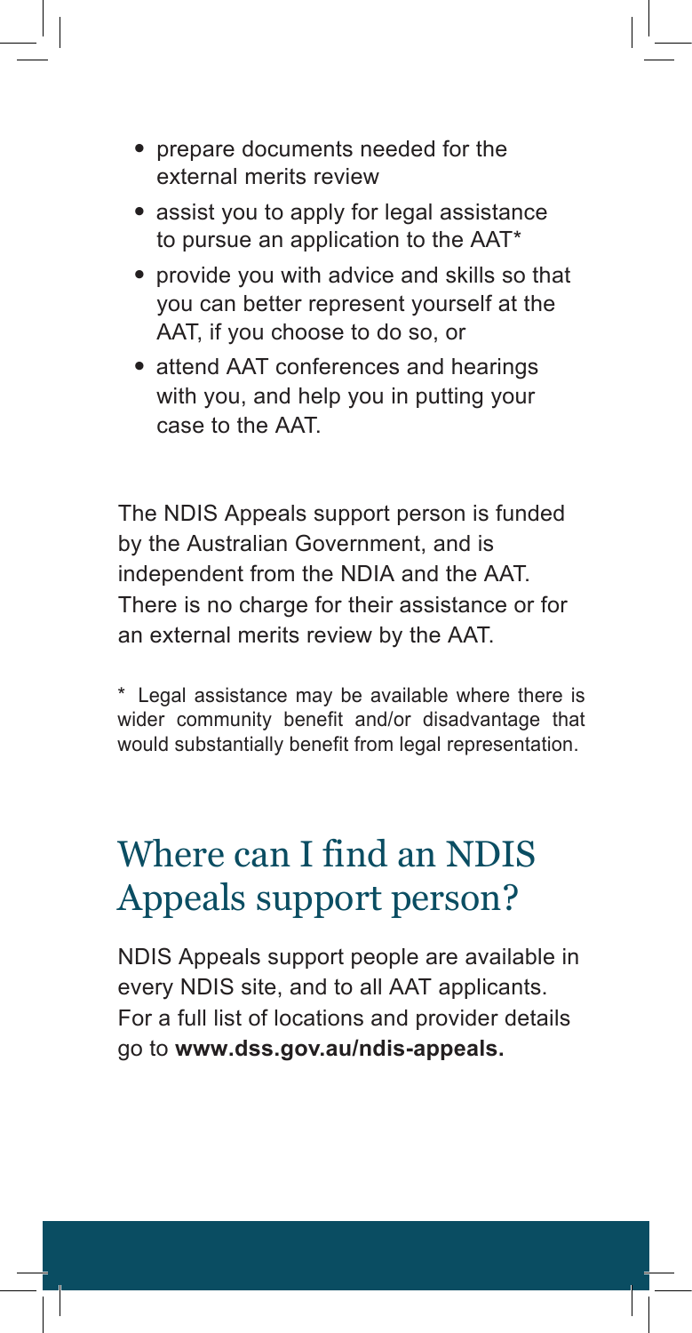- prepare documents needed for the external merits review
- assist you to apply for legal assistance to pursue an application to the AAT*
- provide you with advice and skills so that you can better represent yourself at the AAT, if you choose to do so, or
- attend AAT conferences and hearings with you, and help you in putting your case to the AAT.

The NDIS Appeals support person is funded by the Australian Government, and is independent from the NDIA and the AAT. There is no charge for their assistance or for an external merits review by the AAT.

* Legal assistance may be available where there is wider community benefit and/or disadvantage that would substantially benefit from legal representation.

## Where can I find an NDIS Appeals support person?

NDIS Appeals support people are available in every NDIS site, and to all AAT applicants. For a full list of locations and provider details go to **www.dss.gov.au/ndis-appeals.**